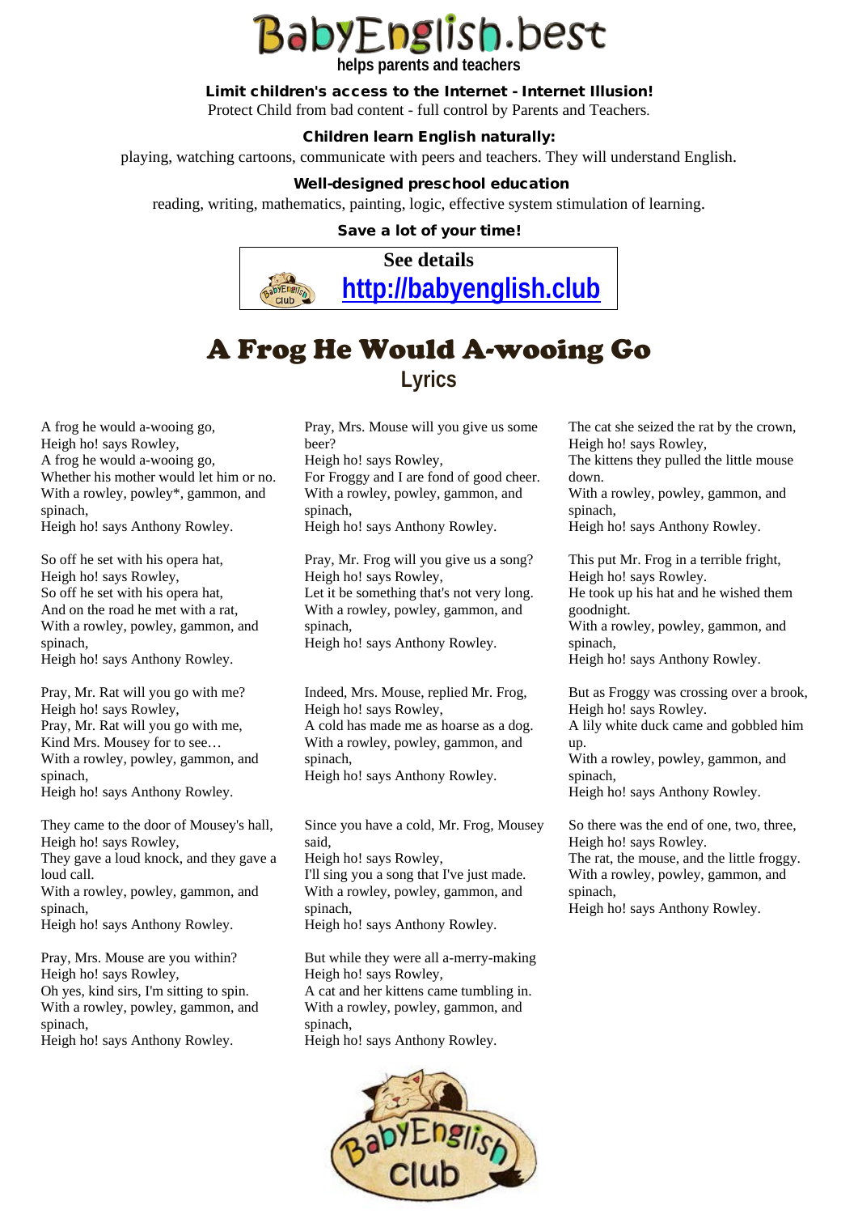# BabyEnglish.best

**helps parents and teachers**

**Limit children's access to the Internet - Internet Illusion!**

Protect Child from bad content - full control by Parents and Teachers.

**Children learn English naturally:**

playing, watching cartoons, communicate with peers and teachers. They will understand English.

**Well-designed preschool education**

reading, writing, mathematics, painting, logic, effective system stimulation of learning.

**Save a lot of your time!**

**See details**

**http://babyenglish.club**

# A Frog He Would A-wooing Go

## Lyrics

A frog he would a-wooing go,
Heigh ho! says Rowley,
A frog he would a-wooing go,
Whether his mother would let him or no.
With a rowley, powley*, gammon, and spinach,
Heigh ho! says Anthony Rowley.

So off he set with his opera hat,
Heigh ho! says Rowley,
So off he set with his opera hat,
And on the road he met with a rat,
With a rowley, powley, gammon, and spinach,
Heigh ho! says Anthony Rowley.

Pray, Mr. Rat will you go with me?
Heigh ho! says Rowley,
Pray, Mr. Rat will you go with me,
Kind Mrs. Mousey for to see…
With a rowley, powley, gammon, and spinach,
Heigh ho! says Anthony Rowley.

They came to the door of Mousey's hall,
Heigh ho! says Rowley,
They gave a loud knock, and they gave a loud call.
With a rowley, powley, gammon, and spinach,
Heigh ho! says Anthony Rowley.

Pray, Mrs. Mouse are you within?
Heigh ho! says Rowley,
Oh yes, kind sirs, I'm sitting to spin.
With a rowley, powley, gammon, and spinach,
Heigh ho! says Anthony Rowley.

Pray, Mrs. Mouse will you give us some beer?
Heigh ho! says Rowley,
For Froggy and I are fond of good cheer.
With a rowley, powley, gammon, and spinach,
Heigh ho! says Anthony Rowley.

Pray, Mr. Frog will you give us a song?
Heigh ho! says Rowley,
Let it be something that's not very long.
With a rowley, powley, gammon, and spinach,
Heigh ho! says Anthony Rowley.

Indeed, Mrs. Mouse, replied Mr. Frog,
Heigh ho! says Rowley,
A cold has made me as hoarse as a dog.
With a rowley, powley, gammon, and spinach,
Heigh ho! says Anthony Rowley.

Since you have a cold, Mr. Frog, Mousey said,
Heigh ho! says Rowley,
I'll sing you a song that I've just made.
With a rowley, powley, gammon, and spinach,
Heigh ho! says Anthony Rowley.

But while they were all a-merry-making
Heigh ho! says Rowley,
A cat and her kittens came tumbling in.
With a rowley, powley, gammon, and spinach,
Heigh ho! says Anthony Rowley.

The cat she seized the rat by the crown,
Heigh ho! says Rowley,
The kittens they pulled the little mouse down.
With a rowley, powley, gammon, and spinach,
Heigh ho! says Anthony Rowley.

This put Mr. Frog in a terrible fright,
Heigh ho! says Rowley.
He took up his hat and he wished them goodnight.
With a rowley, powley, gammon, and spinach,
Heigh ho! says Anthony Rowley.

But as Froggy was crossing over a brook,
Heigh ho! says Rowley.
A lily white duck came and gobbled him up.
With a rowley, powley, gammon, and spinach,
Heigh ho! says Anthony Rowley.

So there was the end of one, two, three,
Heigh ho! says Rowley.
The rat, the mouse, and the little froggy.
With a rowley, powley, gammon, and spinach,
Heigh ho! says Anthony Rowley.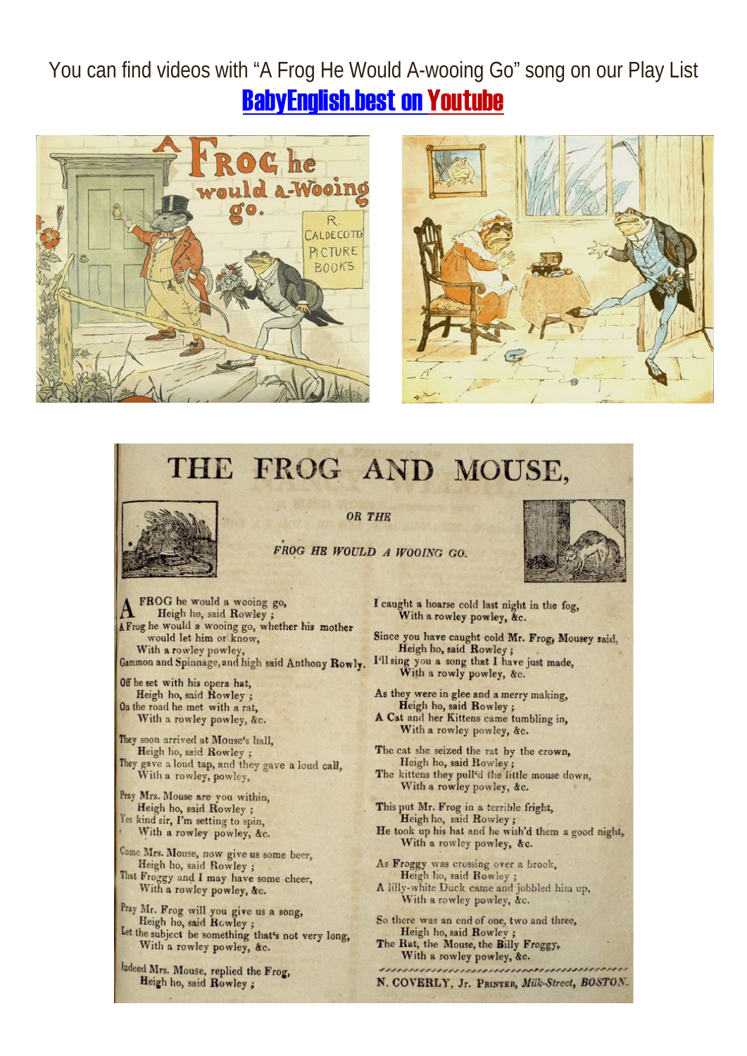You can find videos with “A Frog He Would A-wooing Go” song on our Play List
BabyEnglish.best on Youtube

# THE FROG AND MOUSE,

*OR THE*

*FROG HE WOULD A WOOING GO.*

A FROG he would a wooing go,
Heigh ho, said Rowley ;
A Frog he would a wooing go, whether his mother would let him or know,
With a rowley powley,
Gammon and Spinnage, and high said Anthony Rowly.

Off he set with his opera hat,
Heigh ho, said Rowley ;
On the road he met with a rat,
With a rowley powley, &c.

They soon arrived at Mouse's hall,
Heigh ho, said Rowley ;
They gave a loud tap, and they gave a loud call,
With a rowley, powley,

Pray Mrs. Mouse are you within,
Heigh ho, said Rowley ;
Yes kind sir, I'm setting to spin,
With a rowley powley, &c.

Come Mrs. Mouse, now give us some beer,
Heigh ho, said Rowley ;
That Froggy and I may have some cheer,
With a rowley powley, &c.

Pray Mr. Frog will you give us a song,
Heigh ho, said Rowley ;
Let the subject be something that's not very long,
With a rowley powley, &c.

Indeed Mrs. Mouse, replied the Frog,
Heigh ho, said Rowley ;
I caught a hoarse cold last night in the fog,
With a rowley powley, &c.

Since you have caught cold Mr. Frog, Mousey said,
Heigh ho, said Rowley ;
I'll sing you a song that I have just made,
With a rowly powley, &c.

As they were in glee and a merry making,
Heigh ho, said Rowley ;
A Cat and her Kittens came tumbling in,
With a rowley powley, &c.

The cat she seized the rat by the crown,
Heigh ho, said Rowley ;
The kittens they pull'd the little mouse down,
With a rowley powley, &c.

This put Mr. Frog in a terrible fright,
Heigh ho, said Rowley ;
He took up his hat and he wish'd them a good night,
With a rowley powley, &c.

As Froggy was crossing over a brook,
Heigh ho, said Rowley ;
A lilly-white Duck came and jobbled him up,
With a rowley powley, &c.

So there was an end of one, two and three,
Heigh ho, said Rowley ;
The Rat, the Mouse, the Billy Froggy,
With a rowley powley, &c.

N. COVERLY, Jr. PRINTER, *Milk-Street*, BOSTON.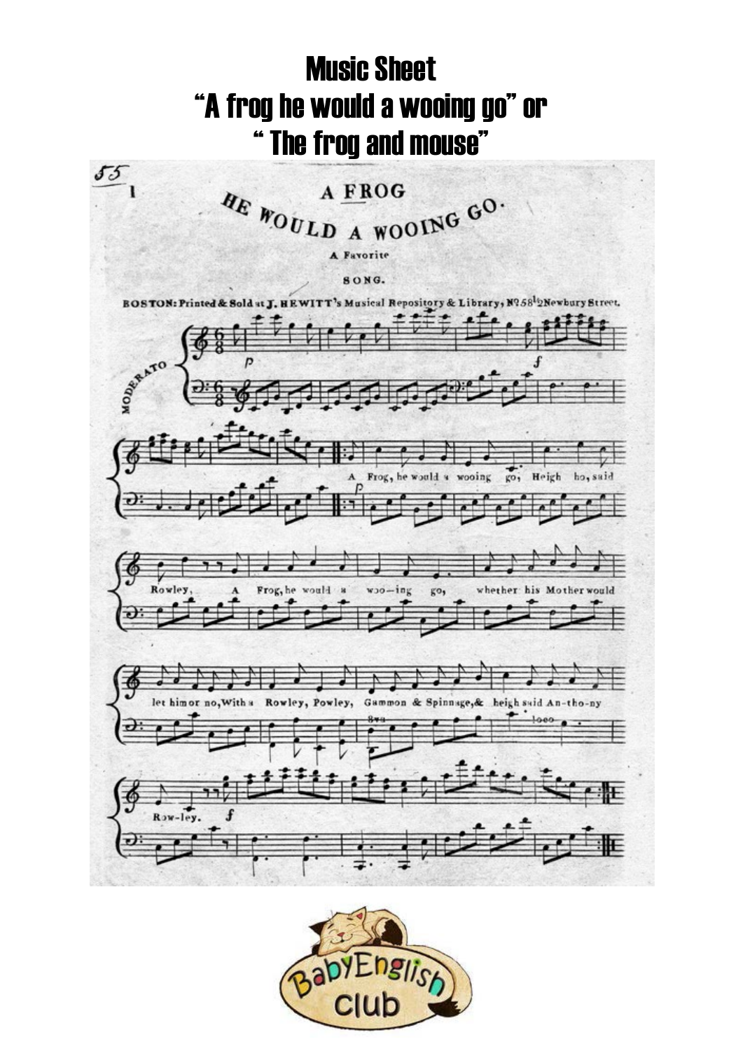# Music Sheet
# "A frog he would a wooing go" or " The frog and mouse"

A FROG HE WOULD A WOOING GO.

A Favorite

SONG.

BOSTON: Printed & Sold at J. HEWITT's Musical Repository & Library, No 58½ Newbury Street.

MODERATO

A Frog, he would a wooing go, Heigh ho, said Rowley, A Frog, he would a woo-ing go, whether his Mother would let him or no, With a Rowley, Powley, Gammon & Spinnage, & heigh said An-tho-ny Row-ley.